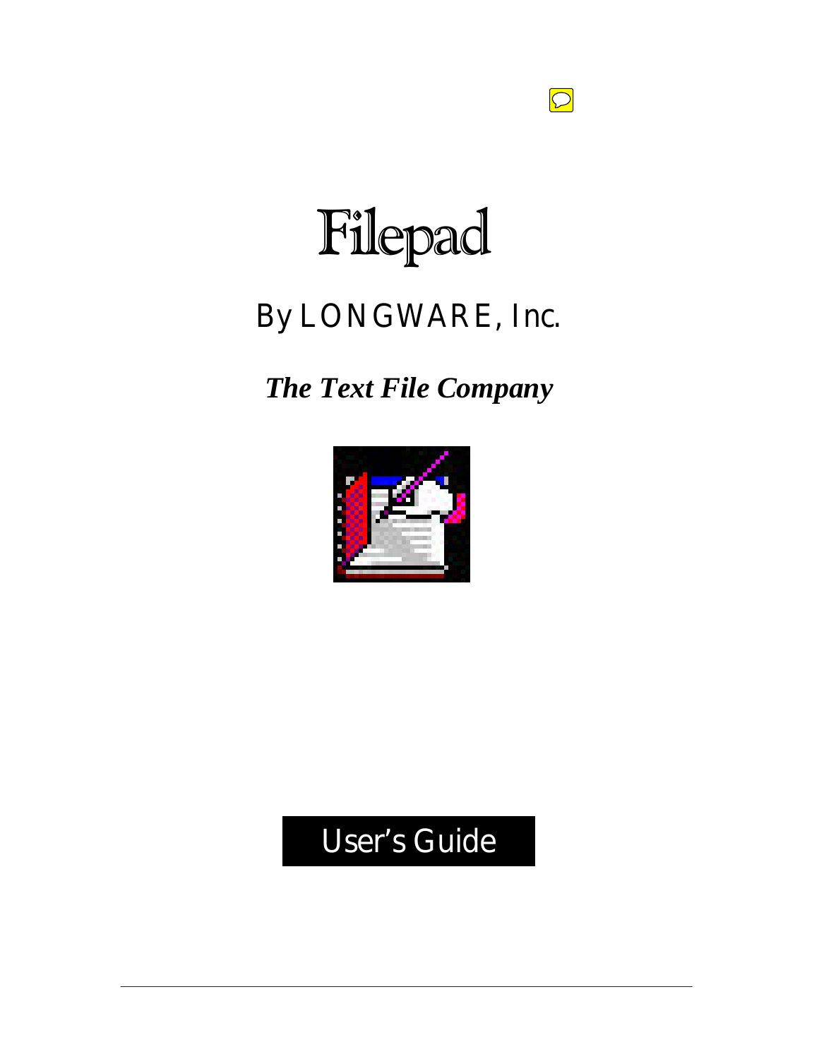# Filepad

## By LONGWARE, Inc.

***The Text File Company***

## User's Guide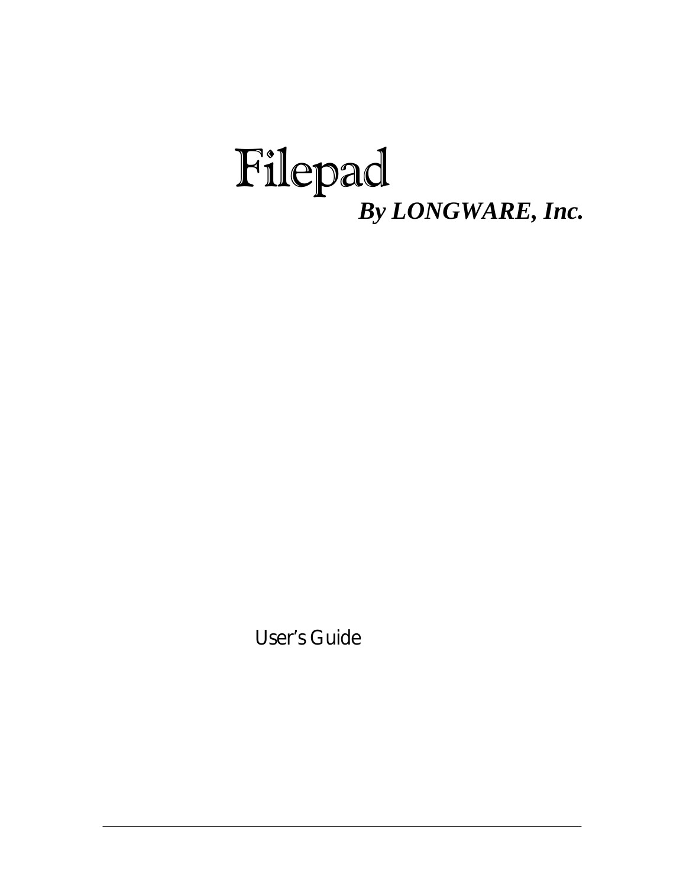# Filepad

***By LONGWARE, Inc.***

User's Guide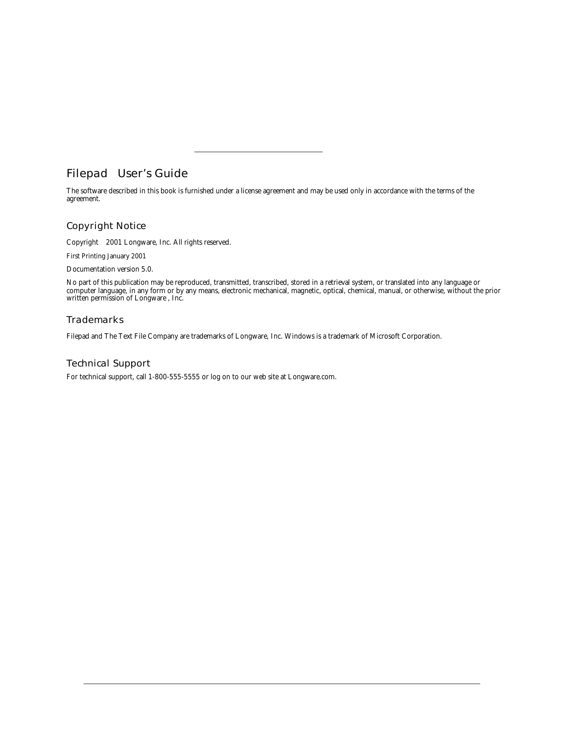# Filepad User's Guide

The software described in this book is furnished under a license agreement and may be used only in accordance with the terms of the agreement.

## Copyright Notice

Copyright 2001 Longware, Inc. All rights reserved.

First Printing January 2001

Documentation version 5.0.

No part of this publication may be reproduced, transmitted, transcribed, stored in a retrieval system, or translated into any language or computer language, in any form or by any means, electronic mechanical, magnetic, optical, chemical, manual, or otherwise, without the prior written permission of Longware , Inc.

## Trademarks

Filepad and The Text File Company are trademarks of Longware, Inc. Windows is a trademark of Microsoft Corporation.

## Technical Support

For technical support, call 1-800-555-5555 or log on to our web site at Longware.com.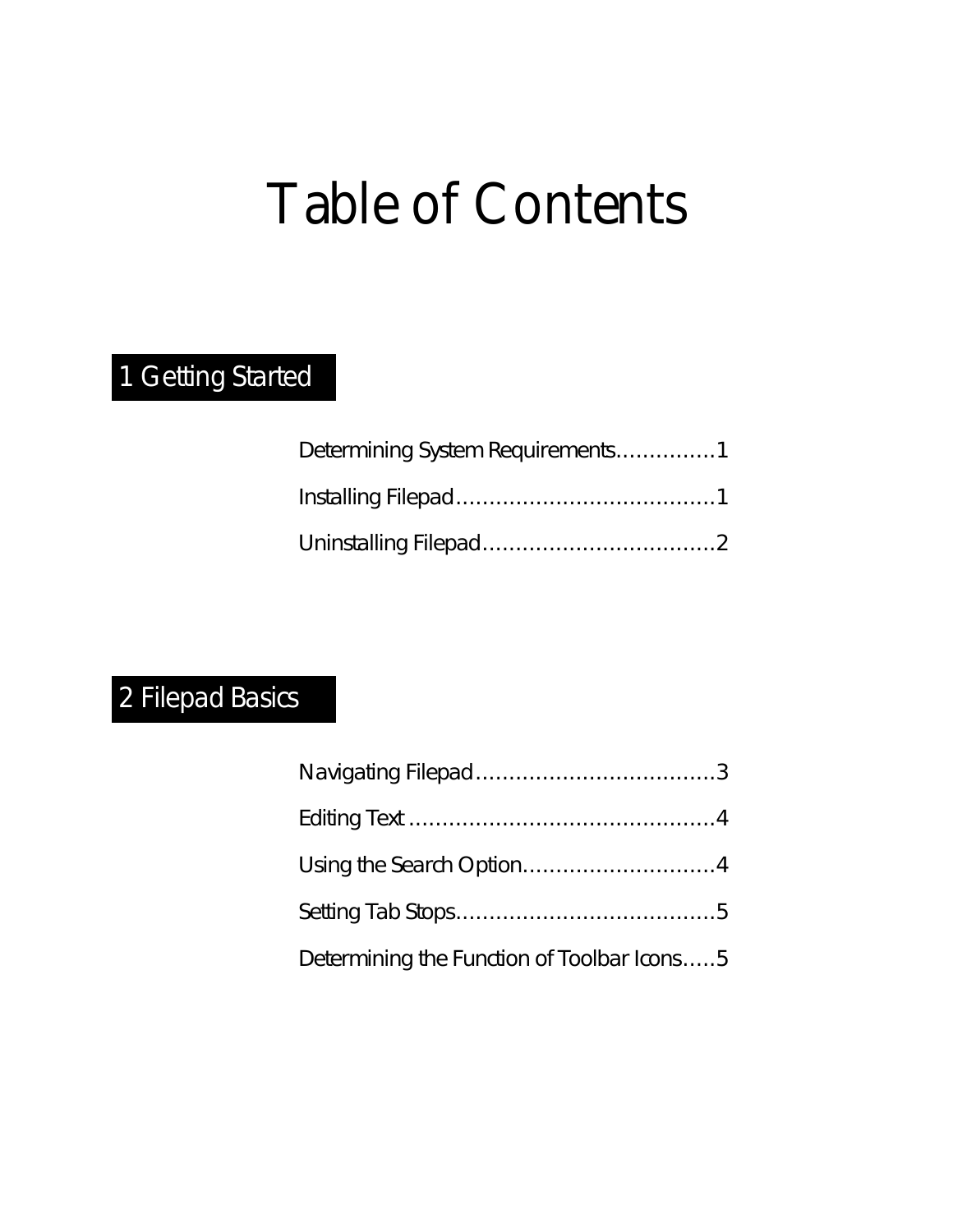# Table of Contents

## 1 Getting Started

Determining System Requirements...............1

Installing Filepad.......................................1

Uninstalling Filepad...................................2

## 2 Filepad Basics

Navigating Filepad....................................3

Editing Text ..............................................4

Using the Search Option.............................4

Setting Tab Stops.......................................5

Determining the Function of Toolbar Icons.....5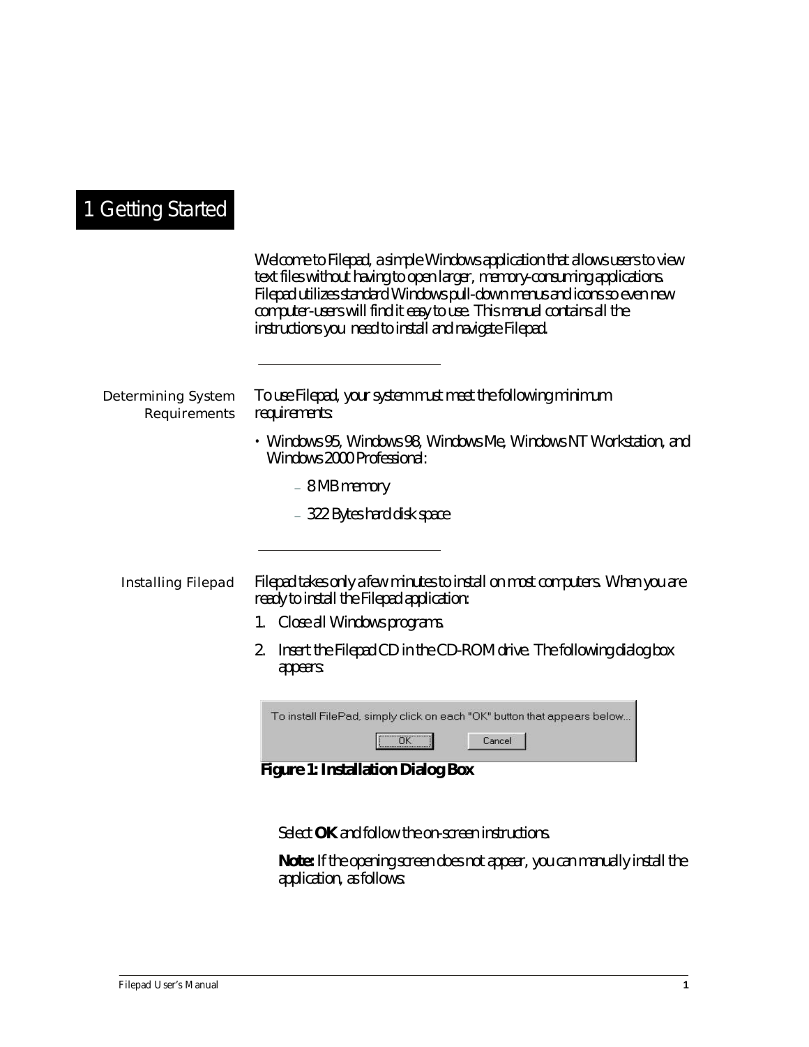# 1 Getting Started

Welcome to Filepad, a simple Windows application that allows users to view text files without having to open larger, memory-consuming applications. Filepad utilizes standard Windows pull-down menus and icons so even new computer-users will find it easy to use. This manual contains all the instructions you need to install and navigate Filepad.

## Determining System Requirements

To use Filepad, your system must meet the following minimum requirements:

- Windows 95, Windows 98, Windows Me, Windows NT Workstation, and Windows 2000 Professional:
  - 8 MB memory
  - 322 Bytes hard disk space

## Installing Filepad

Filepad takes only a few minutes to install on most computers. When you are ready to install the Filepad application:

1. Close all Windows programs.
2. Insert the Filepad CD in the CD-ROM drive. The following dialog box appears:

To install FilePad, simply click on each "OK" button that appears below...

OK Cancel

**Figure 1: Installation Dialog Box**

Select **OK** and follow the on-screen instructions.

**Note:** If the opening screen does not appear, you can manually install the application, as follows: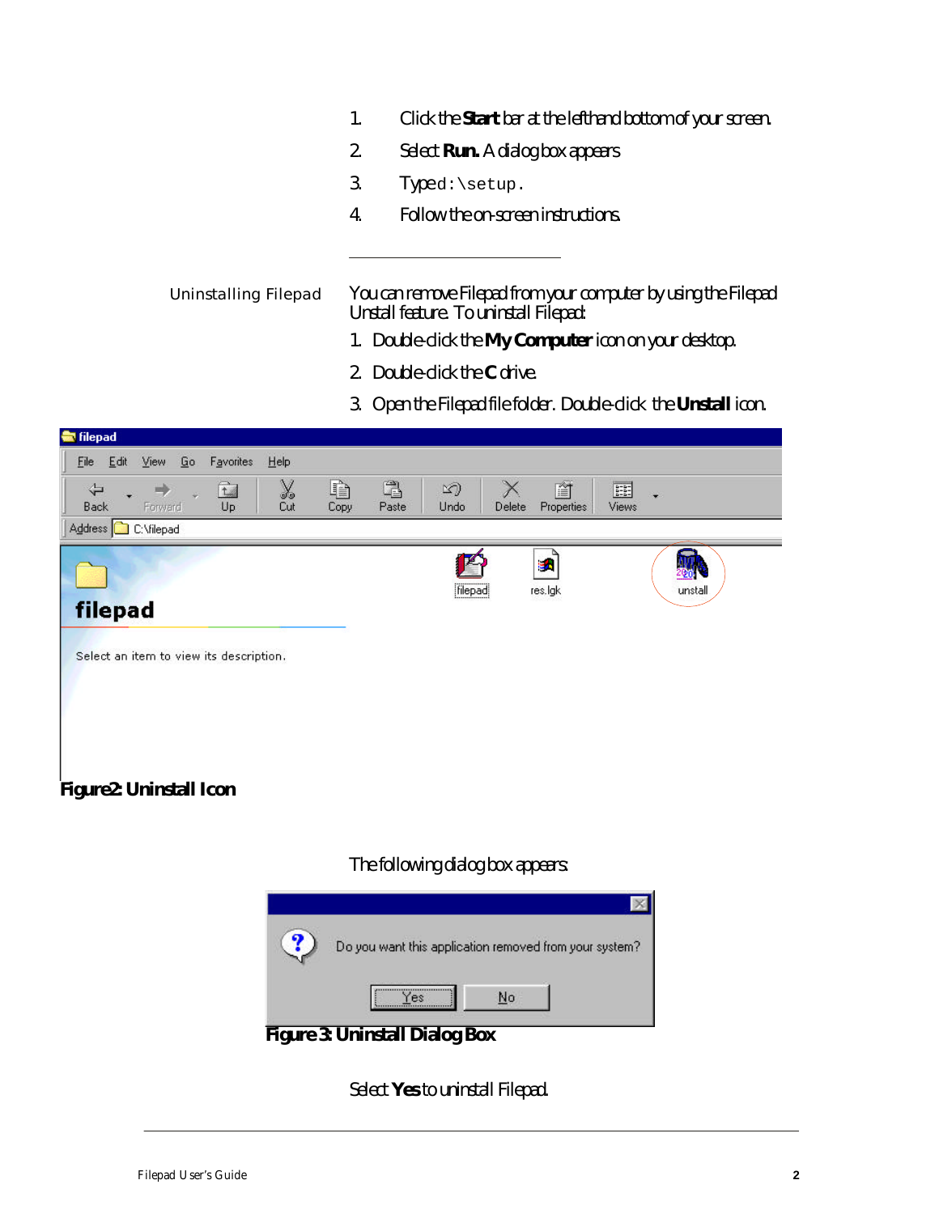1. Click the **Start** bar at the lefthand bottom of your screen.
2. Select **Run.** A dialog box appears.
3. Type `d:\setup.`
4. Follow the on-screen instructions.

---

## Uninstalling Filepad

You can remove Filepad from your computer by using the Filepad Unstall feature. To uninstall Filepad:

1. Double-click the **My Computer** icon on your desktop.
2. Double-click the **C** drive.
3. Open the Filepad file folder. Double-click the **Unstall** icon.

**Figure2: Uninstall Icon**

The following dialog box appears:

**Figure 3: Uninstall Dialog Box**

Select **Yes** to uninstall Filepad.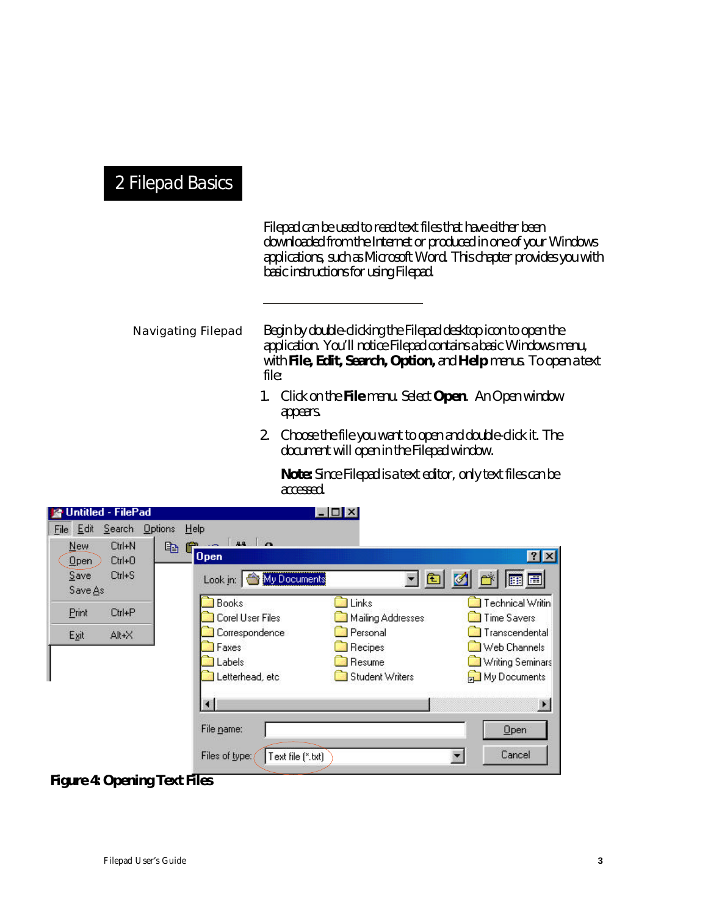# 2 Filepad Basics

Filepad can be used to read text files that have either been downloaded from the Internet or produced in one of your Windows applications, such as Microsoft Word. This chapter provides you with basic instructions for using Filepad.

## Navigating Filepad

Begin by double-clicking the Filepad desktop icon to open the application. You'll notice Filepad contains a basic Windows menu, with **File, Edit, Search, Option,** and **Help** menus. To open a text file:

1. Click on the **File** menu. Select **Open**. An Open window appears.
2. Choose the file you want to open and double-click it. The document will open in the Filepad window.

   **Note:** Since Filepad is a text editor, only text files can be accessed.

**Figure 4: Opening Text Files**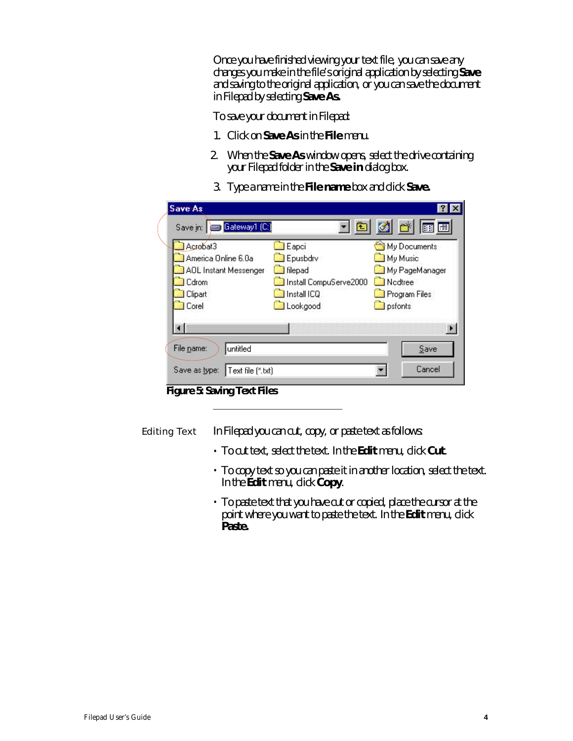Once you have finished viewing your text file, you can save any changes you make in the file's original application by selecting **Save** and saving to the original application, or you can save the document in Filepad by selecting **Save As**.

To save your document in Filepad:

1. Click on **Save As** in the **File** menu.
2. When the **Save As** window opens, select the drive containing your Filepad folder in the **Save in** dialog box.
3. Type a name in the **File name** box and click **Save.**

**Figure 5: Saving Text Files**

## Editing Text

In Filepad you can cut, copy, or paste text as follows:

- To cut text, select the text. In the **Edit** menu, click **Cut**.
- To copy text so you can paste it in another location, select the text. In the **Edit** menu, click **Copy**.
- To paste text that you have cut or copied, place the cursor at the point where you want to paste the text. In the **Edit** menu, click **Paste.**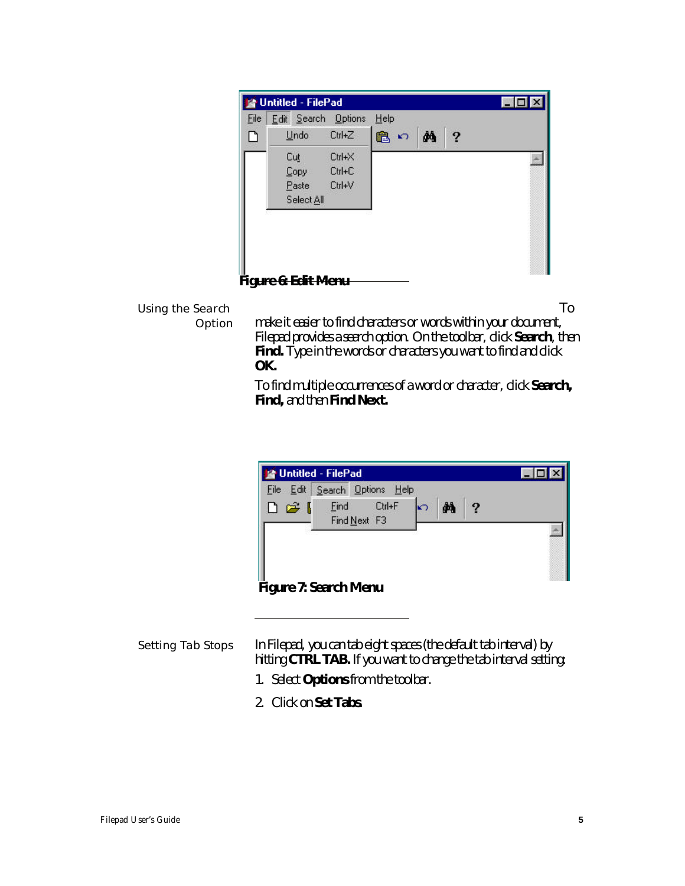Figure 6: Edit Menu

## Using the Search Option

To make it easier to find characters or words within your document, Filepad provides a search option. On the toolbar, click **Search**, then **Find.** Type in the words or characters you want to find and click **OK.**

To find multiple occurrences of a word or character, click **Search, Find,** and then **Find Next.**

Figure 7: Search Menu

## Setting Tab Stops

In Filepad, you can tab eight spaces (the default tab interval) by hitting **CTRL TAB.** If you want to change the tab interval setting:

1. Select **Options** from the toolbar.
2. Click on **Set Tabs**.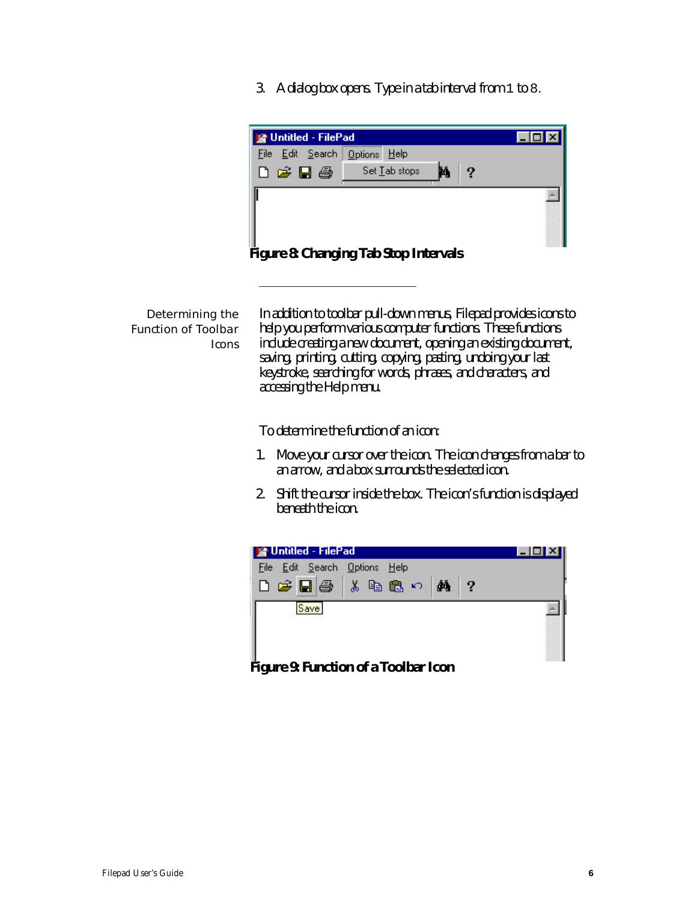3. A dialog box opens. Type in a tab interval from 1 to 8.

**Figure 8: Changing Tab Stop Intervals**

---

## Determining the Function of Toolbar Icons

In addition to toolbar pull-down menus, Filepad provides icons to help you perform various computer functions. These functions include creating a new document, opening an existing document, saving, printing, cutting, copying, pasting, undoing your last keystroke, searching for words, phrases, and characters, and accessing the Help menu.

To determine the function of an icon:

1. Move your cursor over the icon. The icon changes from a bar to an arrow, and a box surrounds the selected icon.
2. Shift the cursor inside the box. The icon's function is displayed beneath the icon.

**Figure 9: Function of a Toolbar Icon**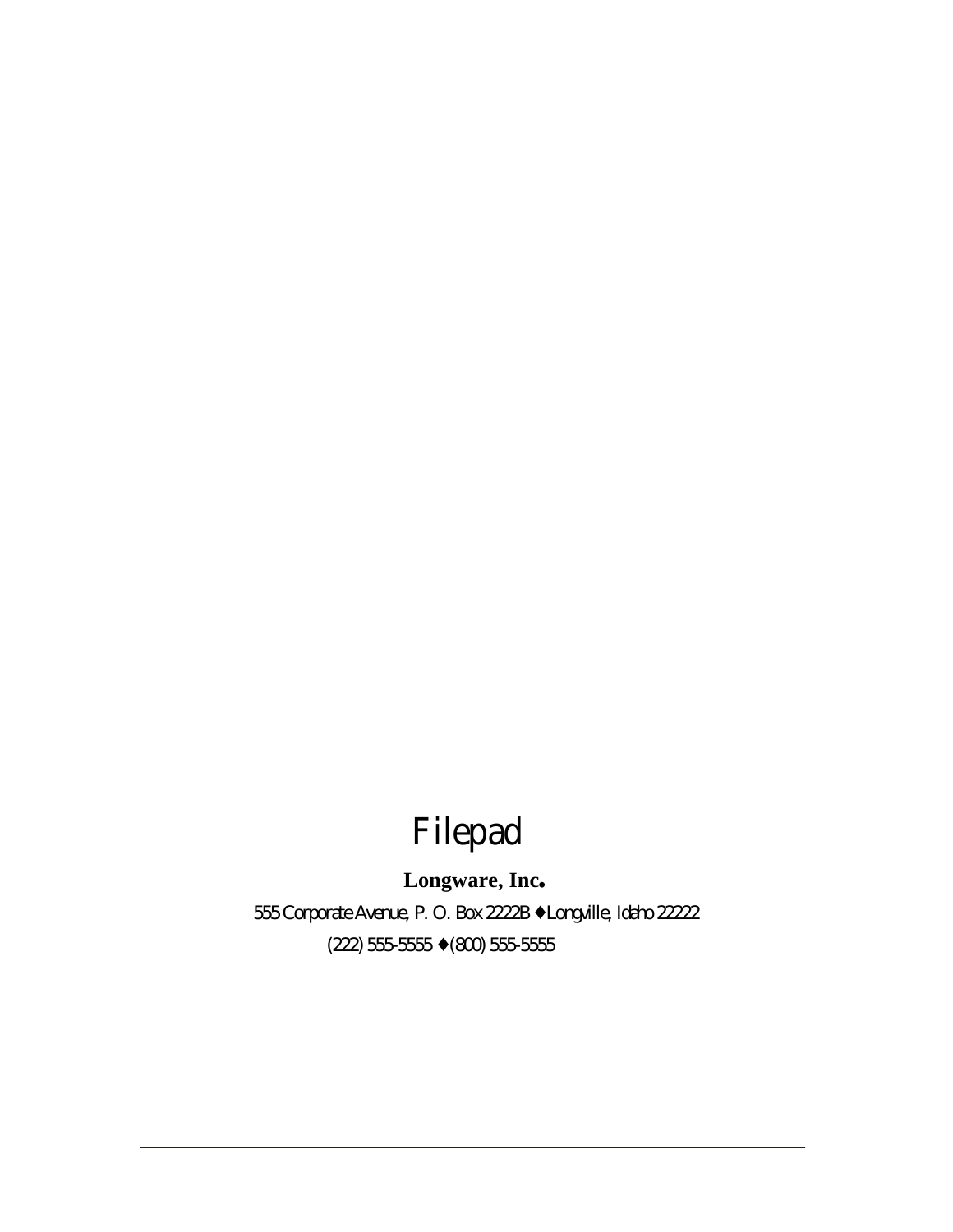# Filepad

**Longware, Inc.**

555 Corporate Avenue, P. O. Box 2222B ♦ Longville, Idaho 22222

(222) 555-5555 ♦ (800) 555-5555